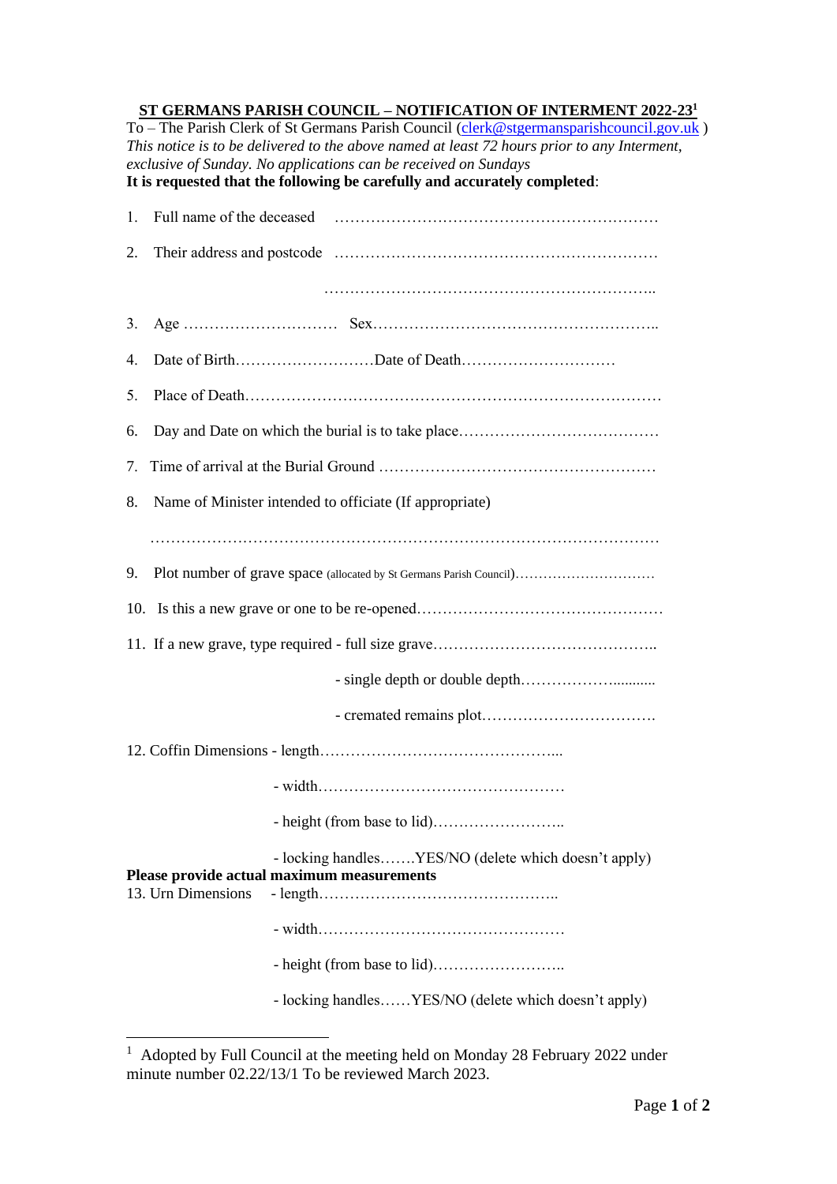## ST GERMANS PARISH COUNCIL – NOTIFICATION OF INTERMENT 2022-23[1]

To – The Parish Clerk of St Germans Parish Council (clerk@stgermansparishcouncil.gov.uk )

*This notice is to be delivered to the above named at least 72 hours prior to any Interment, exclusive of Sunday. No applications can be received on Sundays*

**It is requested that the following be carefully and accurately completed**:

1. Full name of the deceased ……………………………………………………

2. Their address and postcode ……………………………………………………

   ……………………………………………………..

3. Age ………………………… Sex………………………………………………..

4. Date of Birth………………………Date of Death…………………………

5. Place of Death……………………………………………………………………

6. Day and Date on which the burial is to take place…………………………………

7. Time of arrival at the Burial Ground ………………………………………………

8. Name of Minister intended to officiate (If appropriate)

   ………………………………………………………………………………………

9. Plot number of grave space (allocated by St Germans Parish Council)…………………………

10. Is this a new grave or one to be re-opened…………………………………………

11. If a new grave, type required - full size grave……………………………………..

    - single depth or double depth………………...........

    - cremated remains plot…………………………….

12. Coffin Dimensions - length………………………………………...

    - width…………………………………………

    - height (from base to lid)……………………..

    - locking handles…….YES/NO (delete which doesn't apply)

**Please provide actual maximum measurements**

13. Urn Dimensions - length………………………………………..

    - width…………………………………………

    - height (from base to lid)……………………..

    - locking handles……YES/NO (delete which doesn't apply)

---

[1] Adopted by Full Council at the meeting held on Monday 28 February 2022 under minute number 02.22/13/1 To be reviewed March 2023.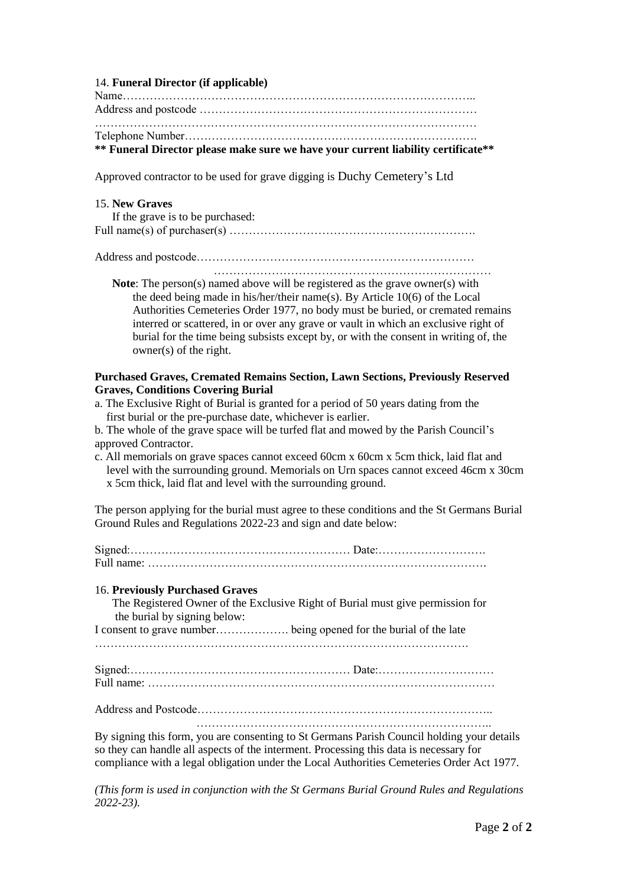14. **Funeral Director (if applicable)**

Name……………………………………………………………………………..

Address and postcode ………………………………………………………………

……………………………………………………………………………………

Telephone Number………………………………………………………………….

**** Funeral Director please make sure we have your current liability certificate****

Approved contractor to be used for grave digging is Duchy Cemetery's Ltd

15. **New Graves**

If the grave is to be purchased:

Full name(s) of purchaser(s) ……………………………………………………….

Address and postcode………………………………………………………………

………………………………………………………………

**Note**: The person(s) named above will be registered as the grave owner(s) with the deed being made in his/her/their name(s). By Article 10(6) of the Local Authorities Cemeteries Order 1977, no body must be buried, or cremated remains interred or scattered, in or over any grave or vault in which an exclusive right of burial for the time being subsists except by, or with the consent in writing of, the owner(s) of the right.

**Purchased Graves, Cremated Remains Section, Lawn Sections, Previously Reserved Graves, Conditions Covering Burial**

a. The Exclusive Right of Burial is granted for a period of 50 years dating from the first burial or the pre-purchase date, whichever is earlier.

b. The whole of the grave space will be turfed flat and mowed by the Parish Council's approved Contractor.

c. All memorials on grave spaces cannot exceed 60cm x 60cm x 5cm thick, laid flat and level with the surrounding ground. Memorials on Urn spaces cannot exceed 46cm x 30cm x 5cm thick, laid flat and level with the surrounding ground.

The person applying for the burial must agree to these conditions and the St Germans Burial Ground Rules and Regulations 2022-23 and sign and date below:

Signed:………………………………………………… Date:……………………….

Full name: ……………………………………………………………………………

16. **Previously Purchased Graves**

The Registered Owner of the Exclusive Right of Burial must give permission for the burial by signing below:

I consent to grave number………………. being opened for the burial of the late

……………………………………………………………………………………

Signed:………………………………………………… Date:…………………………

Full name: ……………………………………………………………………………

Address and Postcode…………………………………………………………………..

…………………………………………………………………..

By signing this form, you are consenting to St Germans Parish Council holding your details so they can handle all aspects of the interment. Processing this data is necessary for compliance with a legal obligation under the Local Authorities Cemeteries Order Act 1977.

*(This form is used in conjunction with the St Germans Burial Ground Rules and Regulations 2022-23).*